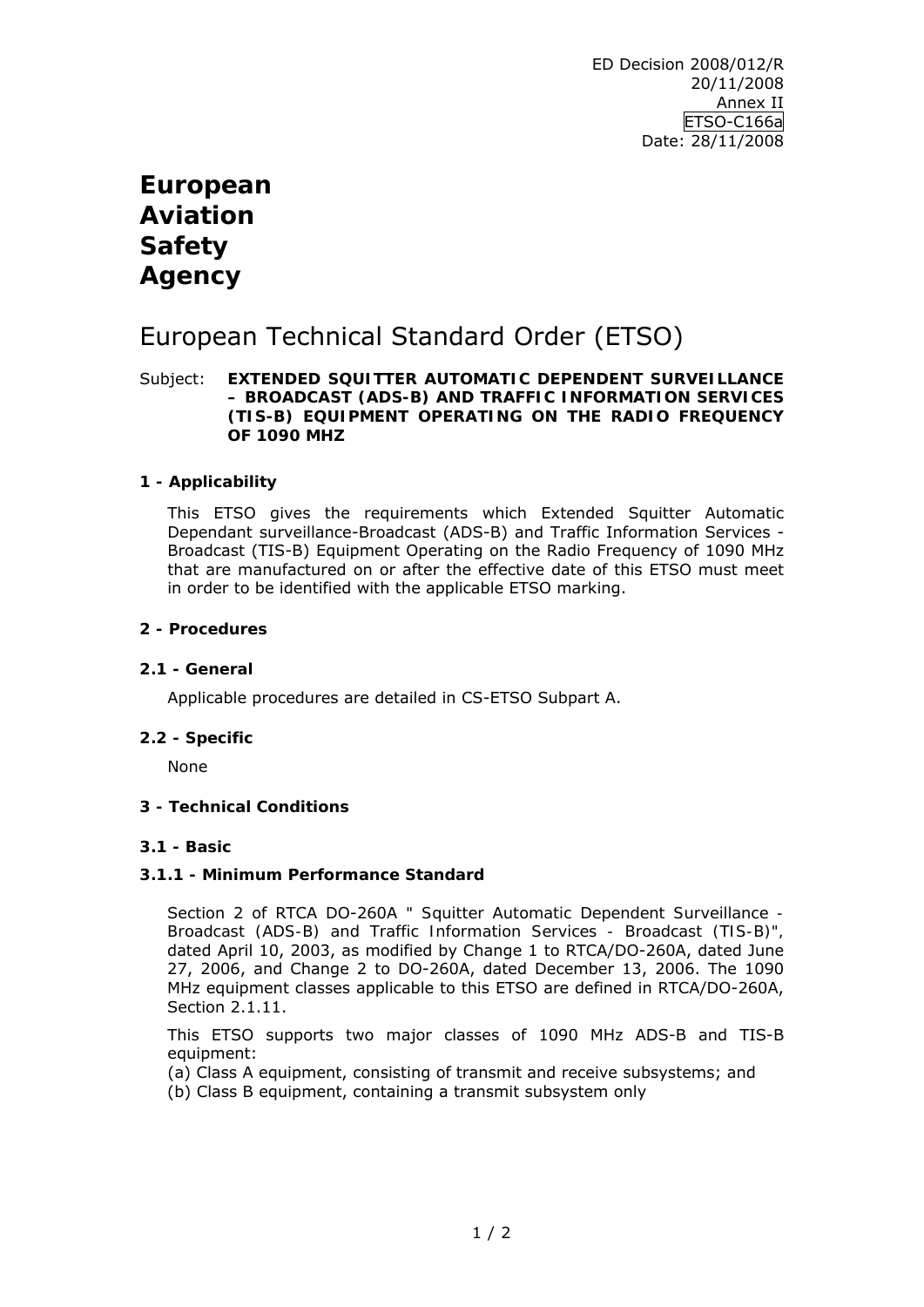ED Decision 2008/012/R
20/11/2008
Annex II
ETSO-C166a
Date: 28/11/2008

# European Aviation Safety Agency

## European Technical Standard Order (ETSO)

Subject: **EXTENDED SQUITTER AUTOMATIC DEPENDENT SURVEILLANCE – BROADCAST (ADS-B) AND TRAFFIC INFORMATION SERVICES (TIS-B) EQUIPMENT OPERATING ON THE RADIO FREQUENCY OF 1090 MHZ**

### 1 - Applicability

This ETSO gives the requirements which Extended Squitter Automatic Dependant surveillance-Broadcast (ADS-B) and Traffic Information Services - Broadcast (TIS-B) Equipment Operating on the Radio Frequency of 1090 MHz that are manufactured on or after the effective date of this ETSO must meet in order to be identified with the applicable ETSO marking.

### 2 - Procedures

#### 2.1 - General

Applicable procedures are detailed in CS-ETSO Subpart A.

#### 2.2 - Specific

None

### 3 - Technical Conditions

#### 3.1 - Basic

#### 3.1.1 - Minimum Performance Standard

Section 2 of RTCA DO-260A " Squitter Automatic Dependent Surveillance - Broadcast (ADS-B) and Traffic Information Services - Broadcast (TIS-B)", dated April 10, 2003, as modified by Change 1 to RTCA/DO-260A, dated June 27, 2006, and Change 2 to DO-260A, dated December 13, 2006. The 1090 MHz equipment classes applicable to this ETSO are defined in RTCA/DO-260A, Section 2.1.11.

This ETSO supports two major classes of 1090 MHz ADS-B and TIS-B equipment:

(a) Class A equipment, consisting of transmit and receive subsystems; and

(b) Class B equipment, containing a transmit subsystem only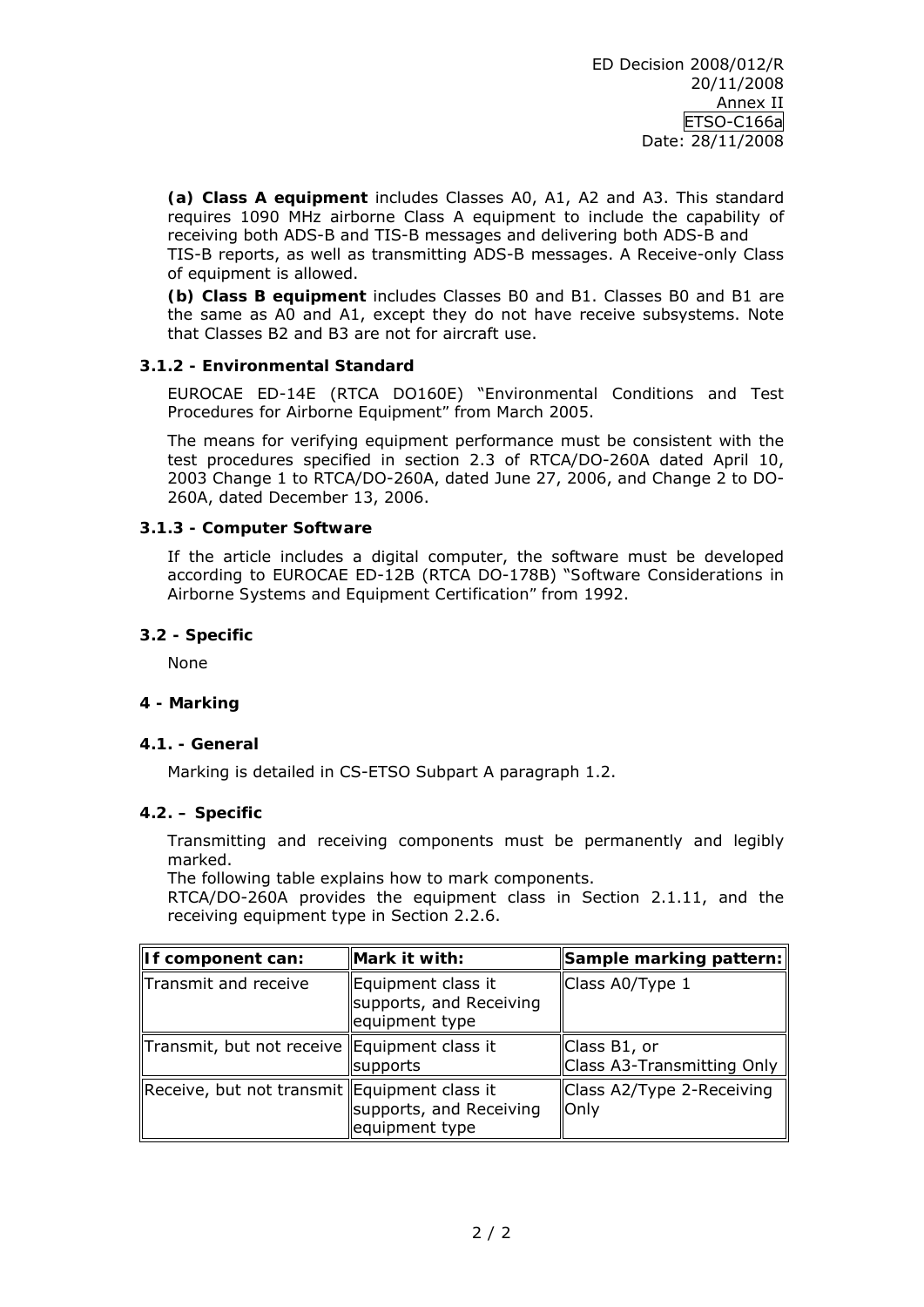**(a) Class A equipment** includes Classes A0, A1, A2 and A3. This standard requires 1090 MHz airborne Class A equipment to include the capability of receiving both ADS-B and TIS-B messages and delivering both ADS-B and TIS-B reports, as well as transmitting ADS-B messages. A Receive-only Class of equipment is allowed.

**(b) Class B equipment** includes Classes B0 and B1. Classes B0 and B1 are the same as A0 and A1, except they do not have receive subsystems. Note that Classes B2 and B3 are not for aircraft use.

### 3.1.2 - Environmental Standard

EUROCAE ED-14E (RTCA DO160E) "Environmental Conditions and Test Procedures for Airborne Equipment" from March 2005.

The means for verifying equipment performance must be consistent with the test procedures specified in section 2.3 of RTCA/DO-260A dated April 10, 2003 Change 1 to RTCA/DO-260A, dated June 27, 2006, and Change 2 to DO-260A, dated December 13, 2006.

### 3.1.3 - Computer Software

If the article includes a digital computer, the software must be developed according to EUROCAE ED-12B (RTCA DO-178B) "Software Considerations in Airborne Systems and Equipment Certification" from 1992.

### 3.2 - Specific

None

## 4 - Marking

### 4.1. - General

Marking is detailed in CS-ETSO Subpart A paragraph 1.2.

### 4.2. – Specific

Transmitting and receiving components must be permanently and legibly marked.
The following table explains how to mark components.
RTCA/DO-260A provides the equipment class in Section 2.1.11, and the receiving equipment type in Section 2.2.6.

| If component can: | Mark it with: | Sample marking pattern: |
|---|---|---|
| Transmit and receive | Equipment class it supports, and Receiving equipment type | Class A0/Type 1 |
| Transmit, but not receive | Equipment class it supports | Class B1, or Class A3-Transmitting Only |
| Receive, but not transmit | Equipment class it supports, and Receiving equipment type | Class A2/Type 2-Receiving Only |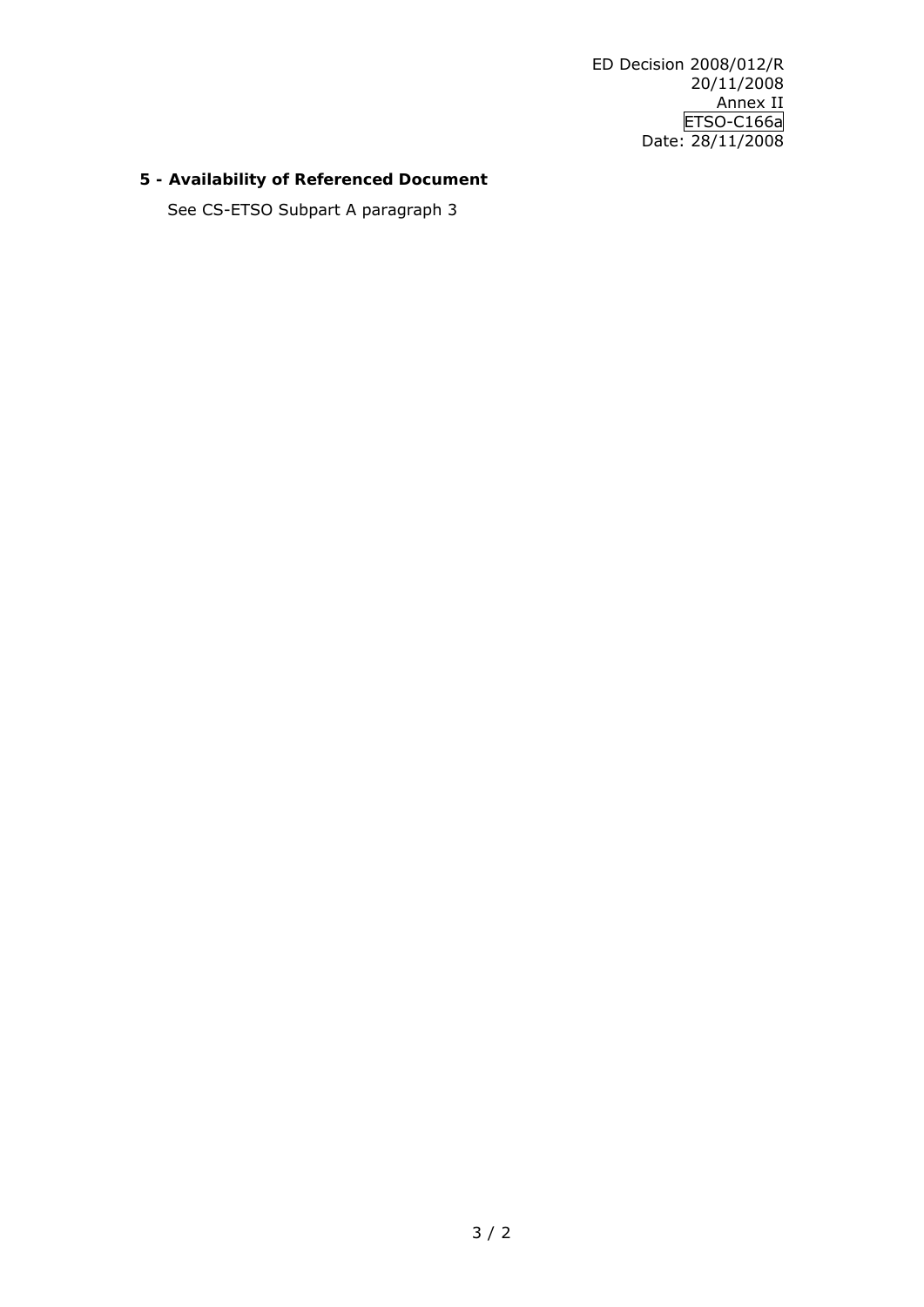### 5 - Availability of Referenced Document

See CS-ETSO Subpart A paragraph 3